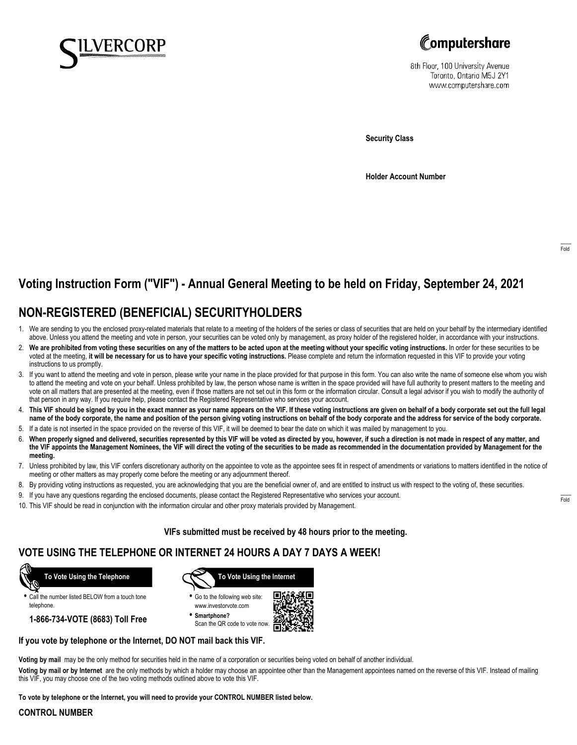SILVERCORP

Computershare

8th Floor, 100 University Avenue
Toronto, Ontario M5J 2Y1
www.computershare.com

**Security Class**

**Holder Account Number**

Fold

# Voting Instruction Form ("VIF") - Annual General Meeting to be held on Friday, September 24, 2021

## NON-REGISTERED (BENEFICIAL) SECURITYHOLDERS

1. We are sending to you the enclosed proxy-related materials that relate to a meeting of the holders of the series or class of securities that are held on your behalf by the intermediary identified above. Unless you attend the meeting and vote in person, your securities can be voted only by management, as proxy holder of the registered holder, in accordance with your instructions.
2. **We are prohibited from voting these securities on any of the matters to be acted upon at the meeting without your specific voting instructions.** In order for these securities to be voted at the meeting, **it will be necessary for us to have your specific voting instructions.** Please complete and return the information requested in this VIF to provide your voting instructions to us promptly.
3. If you want to attend the meeting and vote in person, please write your name in the place provided for that purpose in this form. You can also write the name of someone else whom you wish to attend the meeting and vote on your behalf. Unless prohibited by law, the person whose name is written in the space provided will have full authority to present matters to the meeting and vote on all matters that are presented at the meeting, even if those matters are not set out in this form or the information circular. Consult a legal advisor if you wish to modify the authority of that person in any way. If you require help, please contact the Registered Representative who services your account.
4. **This VIF should be signed by you in the exact manner as your name appears on the VIF. If these voting instructions are given on behalf of a body corporate set out the full legal name of the body corporate, the name and position of the person giving voting instructions on behalf of the body corporate and the address for service of the body corporate.**
5. If a date is not inserted in the space provided on the reverse of this VIF, it will be deemed to bear the date on which it was mailed by management to you.
6. **When properly signed and delivered, securities represented by this VIF will be voted as directed by you, however, if such a direction is not made in respect of any matter, and the VIF appoints the Management Nominees, the VIF will direct the voting of the securities to be made as recommended in the documentation provided by Management for the meeting.**
7. Unless prohibited by law, this VIF confers discretionary authority on the appointee to vote as the appointee sees fit in respect of amendments or variations to matters identified in the notice of meeting or other matters as may properly come before the meeting or any adjournment thereof.
8. By providing voting instructions as requested, you are acknowledging that you are the beneficial owner of, and are entitled to instruct us with respect to the voting of, these securities.
9. If you have any questions regarding the enclosed documents, please contact the Registered Representative who services your account.
10. This VIF should be read in conjunction with the information circular and other proxy materials provided by Management.

Fold

**VIFs submitted must be received by 48 hours prior to the meeting.**

## VOTE USING THE TELEPHONE OR INTERNET 24 HOURS A DAY 7 DAYS A WEEK!

**To Vote Using the Telephone**

- Call the number listed BELOW from a touch tone telephone.

**1-866-734-VOTE (8683) Toll Free**

**To Vote Using the Internet**

- Go to the following web site: www.investorvote.com
- **Smartphone?** Scan the QR code to vote now.

**If you vote by telephone or the Internet, DO NOT mail back this VIF.**

**Voting by mail** may be the only method for securities held in the name of a corporation or securities being voted on behalf of another individual.

**Voting by mail or by Internet** are the only methods by which a holder may choose an appointee other than the Management appointees named on the reverse of this VIF. Instead of mailing this VIF, you may choose one of the two voting methods outlined above to vote this VIF.

**To vote by telephone or the Internet, you will need to provide your CONTROL NUMBER listed below.**

**CONTROL NUMBER**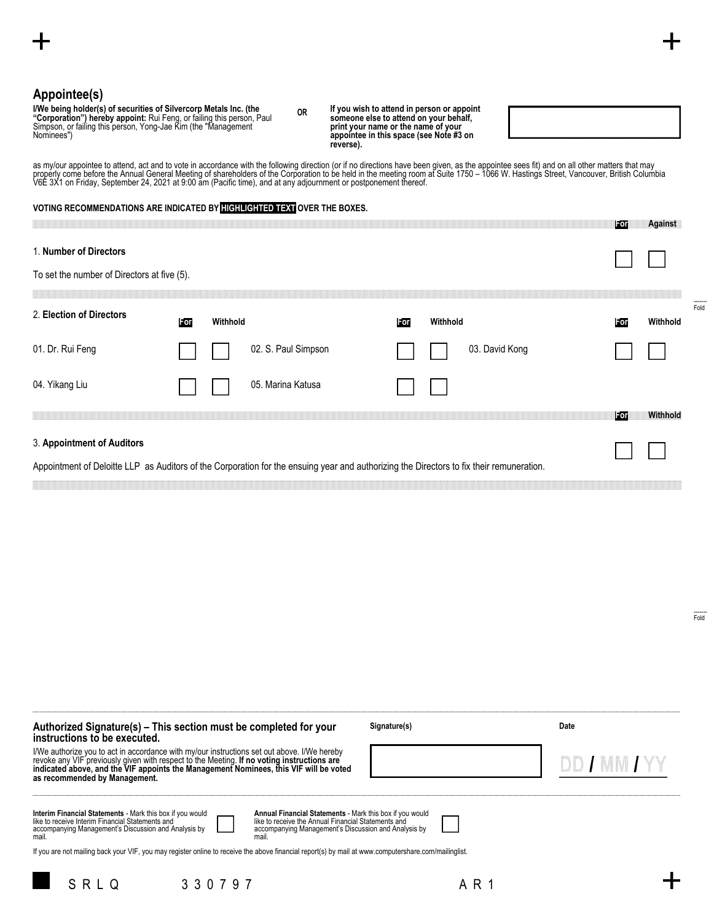## Appointee(s)

**I/We being holder(s) of securities of Silvercorp Metals Inc. (the "Corporation") hereby appoint:** Rui Feng, or failing this person, Paul Simpson, or failing this person, Yong-Jae Kim (the "Management Nominees")

**OR**

**If you wish to attend in person or appoint someone else to attend on your behalf, print your name or the name of your appointee in this space (see Note #3 on reverse).**

as my/our appointee to attend, act and to vote in accordance with the following direction (or if no directions have been given, as the appointee sees fit) and on all other matters that may properly come before the Annual General Meeting of shareholders of the Corporation to be held in the meeting room at Suite 1750 – 1066 W. Hastings Street, Vancouver, British Columbia V6E 3X1 on Friday, September 24, 2021 at 9:00 am (Pacific time), and at any adjournment or postponement thereof.

**VOTING RECOMMENDATIONS ARE INDICATED BY HIGHLIGHTED TEXT OVER THE BOXES.**

| | For | Against |
|---|---|---|
| 1. **Number of Directors**<br>To set the number of Directors at five (5). | ☐ | ☐ |

2. **Election of Directors**

| | For | Withhold | | For | Withhold | | For | Withhold |
|---|---|---|---|---|---|---|---|---|
| 01. Dr. Rui Feng | ☐ | ☐ | 02. S. Paul Simpson | ☐ | ☐ | 03. David Kong | ☐ | ☐ |
| 04. Yikang Liu | ☐ | ☐ | 05. Marina Katusa | ☐ | ☐ | | | |

| | For | Withhold |
|---|---|---|
| 3. **Appointment of Auditors**<br>Appointment of Deloitte LLP as Auditors of the Corporation for the ensuing year and authorizing the Directors to fix their remuneration. | ☐ | ☐ |

**Authorized Signature(s) – This section must be completed for your instructions to be executed.**

I/We authorize you to act in accordance with my/our instructions set out above. I/We hereby revoke any VIF previously given with respect to the Meeting. **If no voting instructions are indicated above, and the VIF appoints the Management Nominees, this VIF will be voted as recommended by Management.**

**Signature(s)**

**Date**

DD / MM / YY

**Interim Financial Statements** - Mark this box if you would like to receive Interim Financial Statements and accompanying Management's Discussion and Analysis by mail. ☐

**Annual Financial Statements** - Mark this box if you would like to receive the Annual Financial Statements and accompanying Management's Discussion and Analysis by mail. ☐

If you are not mailing back your VIF, you may register online to receive the above financial report(s) by mail at www.computershare.com/mailinglist.

S R L Q 3 3 0 7 9 7 A R 1